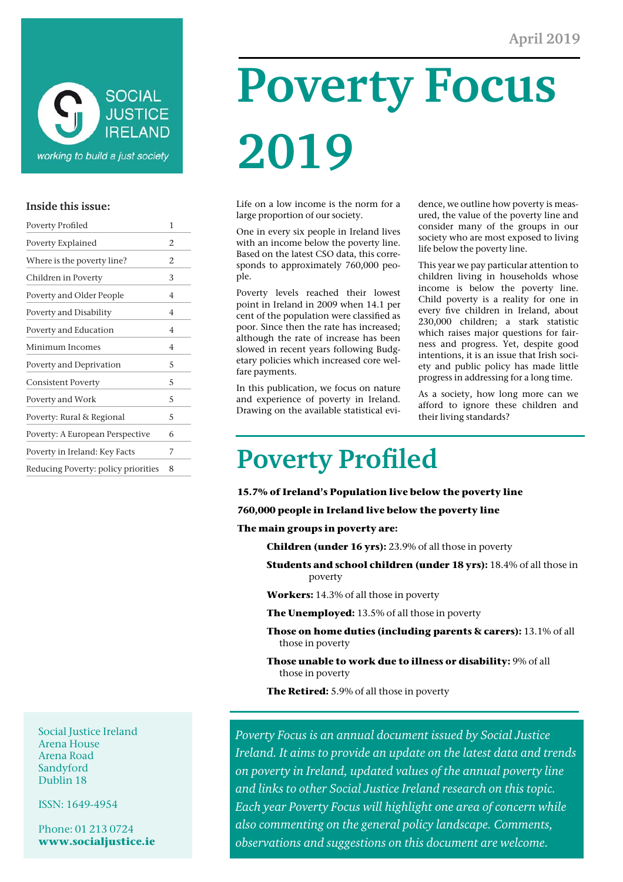April 2019

# Poverty Focus 2019

SOCIAL JUSTICE IRELAND

*working to build a just society*

**Inside this issue:**

| | |
|---|---|
| Poverty Profiled | 1 |
| Poverty Explained | 2 |
| Where is the poverty line? | 2 |
| Children in Poverty | 3 |
| Poverty and Older People | 4 |
| Poverty and Disability | 4 |
| Poverty and Education | 4 |
| Minimum Incomes | 4 |
| Poverty and Deprivation | 5 |
| Consistent Poverty | 5 |
| Poverty and Work | 5 |
| Poverty: Rural & Regional | 5 |
| Poverty: A European Perspective | 6 |
| Poverty in Ireland: Key Facts | 7 |
| Reducing Poverty: policy priorities | 8 |

Life on a low income is the norm for a large proportion of our society.

One in every six people in Ireland lives with an income below the poverty line. Based on the latest CSO data, this corresponds to approximately 760,000 people.

Poverty levels reached their lowest point in Ireland in 2009 when 14.1 per cent of the population were classified as poor. Since then the rate has increased; although the rate of increase has been slowed in recent years following Budgetary policies which increased core welfare payments.

In this publication, we focus on nature and experience of poverty in Ireland. Drawing on the available statistical evidence, we outline how poverty is measured, the value of the poverty line and consider many of the groups in our society who are most exposed to living life below the poverty line.

This year we pay particular attention to children living in households whose income is below the poverty line. Child poverty is a reality for one in every five children in Ireland, about 230,000 children; a stark statistic which raises major questions for fairness and progress. Yet, despite good intentions, it is an issue that Irish society and public policy has made little progress in addressing for a long time.

As a society, how long more can we afford to ignore these children and their living standards?

## Poverty Profiled

**15.7% of Ireland's Population live below the poverty line**

**760,000 people in Ireland live below the poverty line**

**The main groups in poverty are:**

- **Children (under 16 yrs):** 23.9% of all those in poverty
- **Students and school children (under 18 yrs):** 18.4% of all those in poverty
- **Workers:** 14.3% of all those in poverty
- **The Unemployed:** 13.5% of all those in poverty
- **Those on home duties (including parents & carers):** 13.1% of all those in poverty
- **Those unable to work due to illness or disability:** 9% of all those in poverty
- **The Retired:** 5.9% of all those in poverty

*Poverty Focus is an annual document issued by Social Justice Ireland. It aims to provide an update on the latest data and trends on poverty in Ireland, updated values of the annual poverty line and links to other Social Justice Ireland research on this topic. Each year Poverty Focus will highlight one area of concern while also commenting on the general policy landscape. Comments, observations and suggestions on this document are welcome.*

Social Justice Ireland
Arena House
Arena Road
Sandyford
Dublin 18

ISSN: 1649-4954

Phone: 01 213 0724
**www.socialjustice.ie**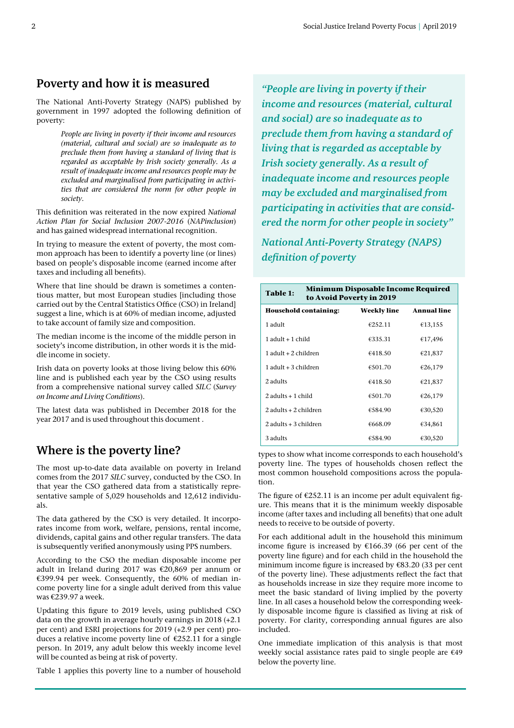## Poverty and how it is measured

The National Anti-Poverty Strategy (NAPS) published by government in 1997 adopted the following definition of poverty:

> *People are living in poverty if their income and resources (material, cultural and social) are so inadequate as to preclude them from having a standard of living that is regarded as acceptable by Irish society generally. As a result of inadequate income and resources people may be excluded and marginalised from participating in activities that are considered the norm for other people in society.*

This definition was reiterated in the now expired *National Action Plan for Social Inclusion 2007-2016* (*NAPinclusion*) and has gained widespread international recognition.

In trying to measure the extent of poverty, the most common approach has been to identify a poverty line (or lines) based on people's disposable income (earned income after taxes and including all benefits).

Where that line should be drawn is sometimes a contentious matter, but most European studies [including those carried out by the Central Statistics Office (CSO) in Ireland] suggest a line, which is at 60% of median income, adjusted to take account of family size and composition.

The median income is the income of the middle person in society's income distribution, in other words it is the middle income in society.

Irish data on poverty looks at those living below this 60% line and is published each year by the CSO using results from a comprehensive national survey called *SILC* (*Survey on Income and Living Conditions*).

The latest data was published in December 2018 for the year 2017 and is used throughout this document .

***"People are living in poverty if their income and resources (material, cultural and social) are so inadequate as to preclude them from having a standard of living that is regarded as acceptable by Irish society generally. As a result of inadequate income and resources people may be excluded and marginalised from participating in activities that are considered the norm for other people in society"***

***National Anti-Poverty Strategy (NAPS) definition of poverty***

## Where is the poverty line?

The most up-to-date data available on poverty in Ireland comes from the 2017 *SILC* survey, conducted by the CSO. In that year the CSO gathered data from a statistically representative sample of 5,029 households and 12,612 individuals.

The data gathered by the CSO is very detailed. It incorporates income from work, welfare, pensions, rental income, dividends, capital gains and other regular transfers. The data is subsequently verified anonymously using PPS numbers.

According to the CSO the median disposable income per adult in Ireland during 2017 was €20,869 per annum or €399.94 per week. Consequently, the 60% of median income poverty line for a single adult derived from this value was €239.97 a week.

Updating this figure to 2019 levels, using published CSO data on the growth in average hourly earnings in 2018 (+2.1 per cent) and ESRI projections for 2019 (+2.9 per cent) produces a relative income poverty line of €252.11 for a single person. In 2019, any adult below this weekly income level will be counted as being at risk of poverty.

Table 1 applies this poverty line to a number of household types to show what income corresponds to each household's poverty line. The types of households chosen reflect the most common household compositions across the population.

**Table 1: Minimum Disposable Income Required to Avoid Poverty in 2019**

| Household containing: | Weekly line | Annual line |
|---|---|---|
| 1 adult | €252.11 | €13,155 |
| 1 adult + 1 child | €335.31 | €17,496 |
| 1 adult + 2 children | €418.50 | €21,837 |
| 1 adult + 3 children | €501.70 | €26,179 |
| 2 adults | €418.50 | €21,837 |
| 2 adults + 1 child | €501.70 | €26,179 |
| 2 adults + 2 children | €584.90 | €30,520 |
| 2 adults + 3 children | €668.09 | €34,861 |
| 3 adults | €584.90 | €30,520 |

The figure of €252.11 is an income per adult equivalent figure. This means that it is the minimum weekly disposable income (after taxes and including all benefits) that one adult needs to receive to be outside of poverty.

For each additional adult in the household this minimum income figure is increased by €166.39 (66 per cent of the poverty line figure) and for each child in the household the minimum income figure is increased by €83.20 (33 per cent of the poverty line). These adjustments reflect the fact that as households increase in size they require more income to meet the basic standard of living implied by the poverty line. In all cases a household below the corresponding weekly disposable income figure is classified as living at risk of poverty. For clarity, corresponding annual figures are also included.

One immediate implication of this analysis is that most weekly social assistance rates paid to single people are €49 below the poverty line.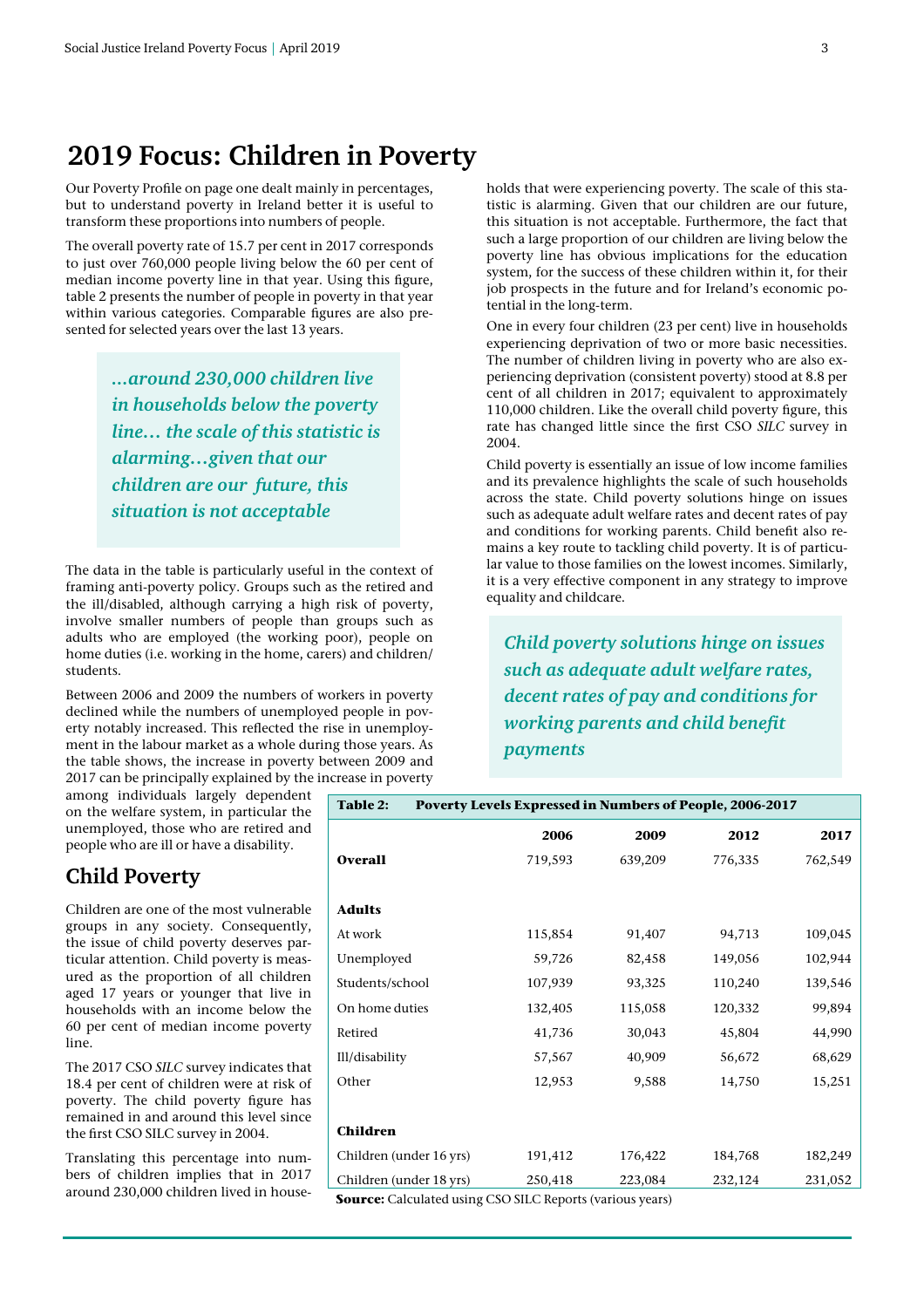# 2019 Focus: Children in Poverty

Our Poverty Profile on page one dealt mainly in percentages, but to understand poverty in Ireland better it is useful to transform these proportions into numbers of people.

The overall poverty rate of 15.7 per cent in 2017 corresponds to just over 760,000 people living below the 60 per cent of median income poverty line in that year. Using this figure, table 2 presents the number of people in poverty in that year within various categories. Comparable figures are also presented for selected years over the last 13 years.

> *...around 230,000 children live in households below the poverty line... the scale of this statistic is alarming...given that our children are our future, this situation is not acceptable*

The data in the table is particularly useful in the context of framing anti-poverty policy. Groups such as the retired and the ill/disabled, although carrying a high risk of poverty, involve smaller numbers of people than groups such as adults who are employed (the working poor), people on home duties (i.e. working in the home, carers) and children/students.

Between 2006 and 2009 the numbers of workers in poverty declined while the numbers of unemployed people in poverty notably increased. This reflected the rise in unemployment in the labour market as a whole during those years. As the table shows, the increase in poverty between 2009 and 2017 can be principally explained by the increase in poverty among individuals largely dependent on the welfare system, in particular the unemployed, those who are retired and people who are ill or have a disability.

## Child Poverty

Children are one of the most vulnerable groups in any society. Consequently, the issue of child poverty deserves particular attention. Child poverty is measured as the proportion of all children aged 17 years or younger that live in households with an income below the 60 per cent of median income poverty line.

The 2017 CSO *SILC* survey indicates that 18.4 per cent of children were at risk of poverty. The child poverty figure has remained in and around this level since the first CSO SILC survey in 2004.

Translating this percentage into numbers of children implies that in 2017 around 230,000 children lived in households that were experiencing poverty. The scale of this statistic is alarming. Given that our children are our future, this situation is not acceptable. Furthermore, the fact that such a large proportion of our children are living below the poverty line has obvious implications for the education system, for the success of these children within it, for their job prospects in the future and for Ireland's economic potential in the long-term.

One in every four children (23 per cent) live in households experiencing deprivation of two or more basic necessities. The number of children living in poverty who are also experiencing deprivation (consistent poverty) stood at 8.8 per cent of all children in 2017; equivalent to approximately 110,000 children. Like the overall child poverty figure, this rate has changed little since the first CSO *SILC* survey in 2004.

Child poverty is essentially an issue of low income families and its prevalence highlights the scale of such households across the state. Child poverty solutions hinge on issues such as adequate adult welfare rates and decent rates of pay and conditions for working parents. Child benefit also remains a key route to tackling child poverty. It is of particular value to those families on the lowest incomes. Similarly, it is a very effective component in any strategy to improve equality and childcare.

> *Child poverty solutions hinge on issues such as adequate adult welfare rates, decent rates of pay and conditions for working parents and child benefit payments*

**Table 2: Poverty Levels Expressed in Numbers of People, 2006-2017**

| | 2006 | 2009 | 2012 | 2017 |
|---|---|---|---|---|
| **Overall** | 719,593 | 639,209 | 776,335 | 762,549 |
| **Adults** | | | | |
| At work | 115,854 | 91,407 | 94,713 | 109,045 |
| Unemployed | 59,726 | 82,458 | 149,056 | 102,944 |
| Students/school | 107,939 | 93,325 | 110,240 | 139,546 |
| On home duties | 132,405 | 115,058 | 120,332 | 99,894 |
| Retired | 41,736 | 30,043 | 45,804 | 44,990 |
| Ill/disability | 57,567 | 40,909 | 56,672 | 68,629 |
| Other | 12,953 | 9,588 | 14,750 | 15,251 |
| **Children** | | | | |
| Children (under 16 yrs) | 191,412 | 176,422 | 184,768 | 182,249 |
| Children (under 18 yrs) | 250,418 | 223,084 | 232,124 | 231,052 |

**Source:** Calculated using CSO SILC Reports (various years)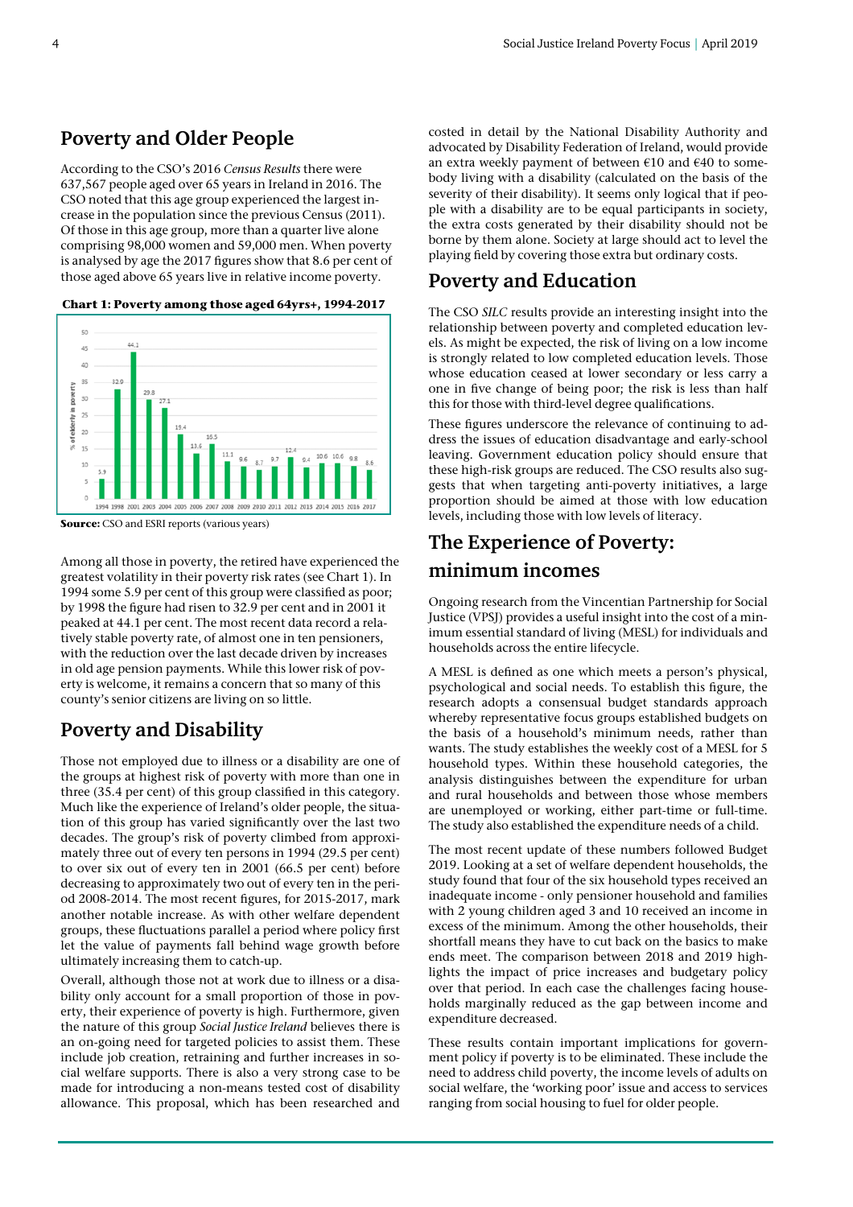## Poverty and Older People

According to the CSO's 2016 *Census Results* there were 637,567 people aged over 65 years in Ireland in 2016. The CSO noted that this age group experienced the largest increase in the population since the previous Census (2011). Of those in this age group, more than a quarter live alone comprising 98,000 women and 59,000 men. When poverty is analysed by age the 2017 figures show that 8.6 per cent of those aged above 65 years live in relative income poverty.

**Chart 1: Poverty among those aged 64yrs+, 1994-2017**

| Year | % of elderly in poverty |
|---|---|
| 1994 | 5.9 |
| 1998 | 32.9 |
| 2001 | 44.1 |
| 2003 | 29.8 |
| 2004 | 27.1 |
| 2005 | 19.4 |
| 2006 | 13.6 |
| 2007 | 16.5 |
| 2008 | 11.1 |
| 2009 | 9.6 |
| 2010 | 8.7 |
| 2011 | 9.7 |
| 2012 | 12.4 |
| 2013 | 9.4 |
| 2014 | 10.6 |
| 2015 | 10.6 |
| 2016 | 9.8 |
| 2017 | 8.6 |

**Source:** CSO and ESRI reports (various years)

Among all those in poverty, the retired have experienced the greatest volatility in their poverty risk rates (see Chart 1). In 1994 some 5.9 per cent of this group were classified as poor; by 1998 the figure had risen to 32.9 per cent and in 2001 it peaked at 44.1 per cent. The most recent data record a relatively stable poverty rate, of almost one in ten pensioners, with the reduction over the last decade driven by increases in old age pension payments. While this lower risk of poverty is welcome, it remains a concern that so many of this county's senior citizens are living on so little.

## Poverty and Disability

Those not employed due to illness or a disability are one of the groups at highest risk of poverty with more than one in three (35.4 per cent) of this group classified in this category. Much like the experience of Ireland's older people, the situation of this group has varied significantly over the last two decades. The group's risk of poverty climbed from approximately three out of every ten persons in 1994 (29.5 per cent) to over six out of every ten in 2001 (66.5 per cent) before decreasing to approximately two out of every ten in the period 2008-2014. The most recent figures, for 2015-2017, mark another notable increase. As with other welfare dependent groups, these fluctuations parallel a period where policy first let the value of payments fall behind wage growth before ultimately increasing them to catch-up.

Overall, although those not at work due to illness or a disability only account for a small proportion of those in poverty, their experience of poverty is high. Furthermore, given the nature of this group *Social Justice Ireland* believes there is an on-going need for targeted policies to assist them. These include job creation, retraining and further increases in social welfare supports. There is also a very strong case to be made for introducing a non-means tested cost of disability allowance. This proposal, which has been researched and costed in detail by the National Disability Authority and advocated by Disability Federation of Ireland, would provide an extra weekly payment of between €10 and €40 to somebody living with a disability (calculated on the basis of the severity of their disability). It seems only logical that if people with a disability are to be equal participants in society, the extra costs generated by their disability should not be borne by them alone. Society at large should act to level the playing field by covering those extra but ordinary costs.

## Poverty and Education

The CSO *SILC* results provide an interesting insight into the relationship between poverty and completed education levels. As might be expected, the risk of living on a low income is strongly related to low completed education levels. Those whose education ceased at lower secondary or less carry a one in five change of being poor; the risk is less than half this for those with third-level degree qualifications.

These figures underscore the relevance of continuing to address the issues of education disadvantage and early-school leaving. Government education policy should ensure that these high-risk groups are reduced. The CSO results also suggests that when targeting anti-poverty initiatives, a large proportion should be aimed at those with low education levels, including those with low levels of literacy.

## The Experience of Poverty: minimum incomes

Ongoing research from the Vincentian Partnership for Social Justice (VPSJ) provides a useful insight into the cost of a minimum essential standard of living (MESL) for individuals and households across the entire lifecycle.

A MESL is defined as one which meets a person's physical, psychological and social needs. To establish this figure, the research adopts a consensual budget standards approach whereby representative focus groups established budgets on the basis of a household's minimum needs, rather than wants. The study establishes the weekly cost of a MESL for 5 household types. Within these household categories, the analysis distinguishes between the expenditure for urban and rural households and between those whose members are unemployed or working, either part-time or full-time. The study also established the expenditure needs of a child.

The most recent update of these numbers followed Budget 2019. Looking at a set of welfare dependent households, the study found that four of the six household types received an inadequate income - only pensioner household and families with 2 young children aged 3 and 10 received an income in excess of the minimum. Among the other households, their shortfall means they have to cut back on the basics to make ends meet. The comparison between 2018 and 2019 highlights the impact of price increases and budgetary policy over that period. In each case the challenges facing households marginally reduced as the gap between income and expenditure decreased.

These results contain important implications for government policy if poverty is to be eliminated. These include the need to address child poverty, the income levels of adults on social welfare, the 'working poor' issue and access to services ranging from social housing to fuel for older people.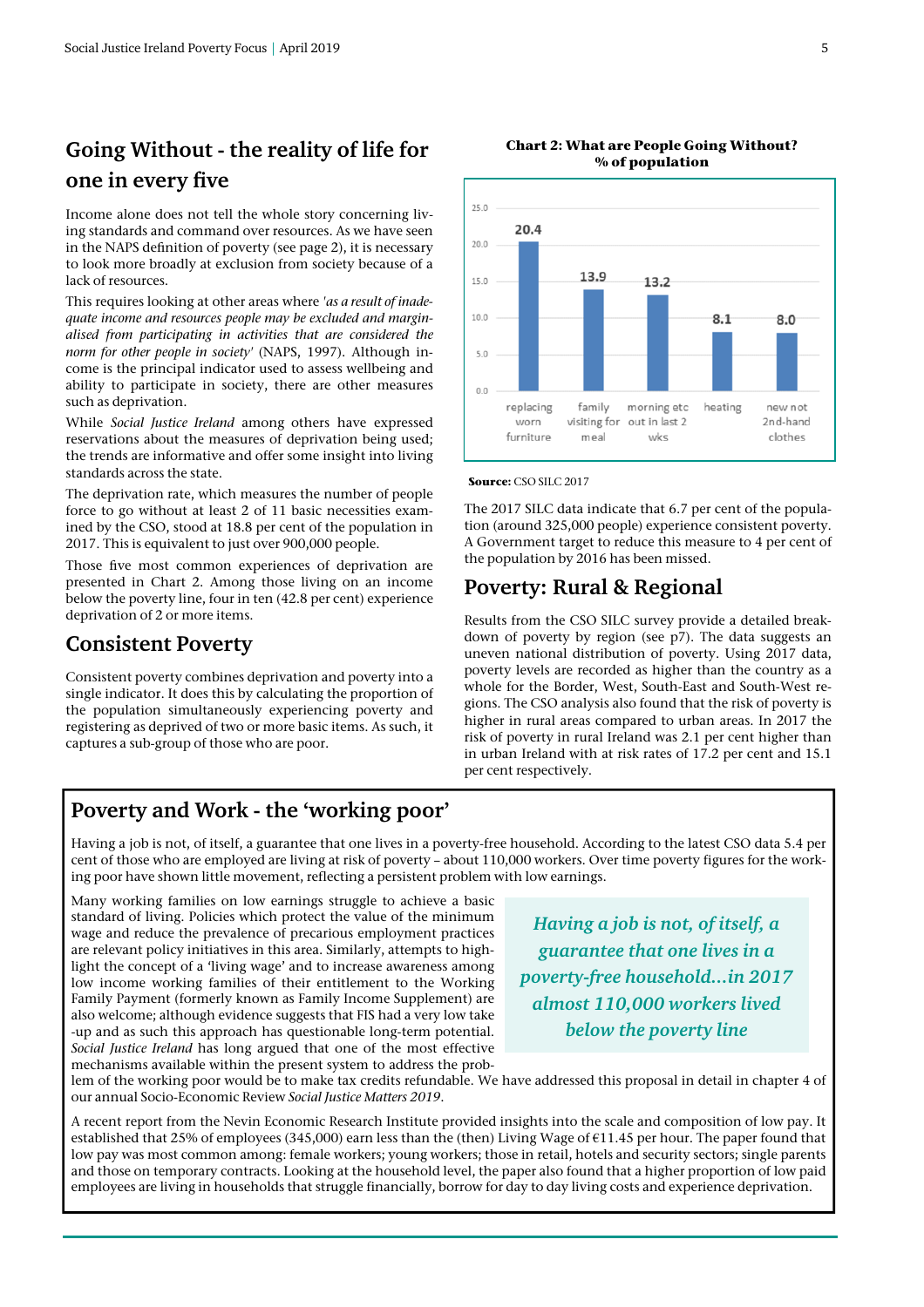## Going Without - the reality of life for one in every five

Income alone does not tell the whole story concerning living standards and command over resources. As we have seen in the NAPS definition of poverty (see page 2), it is necessary to look more broadly at exclusion from society because of a lack of resources.

This requires looking at other areas where *'as a result of inadequate income and resources people may be excluded and marginalised from participating in activities that are considered the norm for other people in society'* (NAPS, 1997). Although income is the principal indicator used to assess wellbeing and ability to participate in society, there are other measures such as deprivation.

While *Social Justice Ireland* among others have expressed reservations about the measures of deprivation being used; the trends are informative and offer some insight into living standards across the state.

The deprivation rate, which measures the number of people force to go without at least 2 of 11 basic necessities examined by the CSO, stood at 18.8 per cent of the population in 2017. This is equivalent to just over 900,000 people.

Those five most common experiences of deprivation are presented in Chart 2. Among those living on an income below the poverty line, four in ten (42.8 per cent) experience deprivation of 2 or more items.

## Consistent Poverty

Consistent poverty combines deprivation and poverty into a single indicator. It does this by calculating the proportion of the population simultaneously experiencing poverty and registering as deprived of two or more basic items. As such, it captures a sub-group of those who are poor.

**Chart 2: What are People Going Without? % of population**

| Item | % of population |
|---|---|
| replacing worn furniture | 20.4 |
| family visiting for meal | 13.9 |
| morning etc out in last 2 wks | 13.2 |
| heating | 8.1 |
| new not 2nd-hand clothes | 8.0 |

**Source:** CSO SILC 2017

The 2017 SILC data indicate that 6.7 per cent of the population (around 325,000 people) experience consistent poverty. A Government target to reduce this measure to 4 per cent of the population by 2016 has been missed.

## Poverty: Rural & Regional

Results from the CSO SILC survey provide a detailed breakdown of poverty by region (see p7). The data suggests an uneven national distribution of poverty. Using 2017 data, poverty levels are recorded as higher than the country as a whole for the Border, West, South-East and South-West regions. The CSO analysis also found that the risk of poverty is higher in rural areas compared to urban areas. In 2017 the risk of poverty in rural Ireland was 2.1 per cent higher than in urban Ireland with at risk rates of 17.2 per cent and 15.1 per cent respectively.

## Poverty and Work - the 'working poor'

Having a job is not, of itself, a guarantee that one lives in a poverty-free household. According to the latest CSO data 5.4 per cent of those who are employed are living at risk of poverty – about 110,000 workers. Over time poverty figures for the working poor have shown little movement, reflecting a persistent problem with low earnings.

> *Having a job is not, of itself, a guarantee that one lives in a poverty-free household...in 2017 almost 110,000 workers lived below the poverty line*

Many working families on low earnings struggle to achieve a basic standard of living. Policies which protect the value of the minimum wage and reduce the prevalence of precarious employment practices are relevant policy initiatives in this area. Similarly, attempts to highlight the concept of a 'living wage' and to increase awareness among low income working families of their entitlement to the Working Family Payment (formerly known as Family Income Supplement) are also welcome; although evidence suggests that FIS had a very low take-up and as such this approach has questionable long-term potential. *Social Justice Ireland* has long argued that one of the most effective mechanisms available within the present system to address the problem of the working poor would be to make tax credits refundable. We have addressed this proposal in detail in chapter 4 of our annual Socio-Economic Review *Social Justice Matters 2019*.

A recent report from the Nevin Economic Research Institute provided insights into the scale and composition of low pay. It established that 25% of employees (345,000) earn less than the (then) Living Wage of €11.45 per hour. The paper found that low pay was most common among: female workers; young workers; those in retail, hotels and security sectors; single parents and those on temporary contracts. Looking at the household level, the paper also found that a higher proportion of low paid employees are living in households that struggle financially, borrow for day to day living costs and experience deprivation.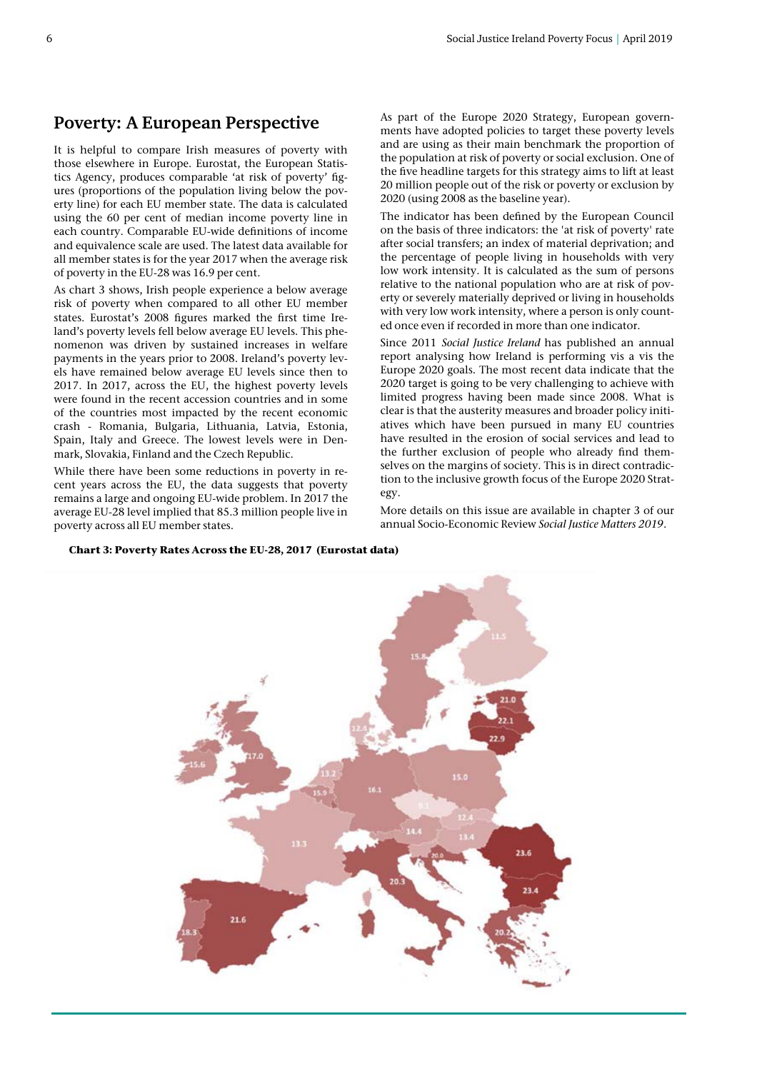## Poverty: A European Perspective

It is helpful to compare Irish measures of poverty with those elsewhere in Europe. Eurostat, the European Statistics Agency, produces comparable 'at risk of poverty' figures (proportions of the population living below the poverty line) for each EU member state. The data is calculated using the 60 per cent of median income poverty line in each country. Comparable EU-wide definitions of income and equivalence scale are used. The latest data available for all member states is for the year 2017 when the average risk of poverty in the EU-28 was 16.9 per cent.

As chart 3 shows, Irish people experience a below average risk of poverty when compared to all other EU member states. Eurostat's 2008 figures marked the first time Ireland's poverty levels fell below average EU levels. This phenomenon was driven by sustained increases in welfare payments in the years prior to 2008. Ireland's poverty levels have remained below average EU levels since then to 2017. In 2017, across the EU, the highest poverty levels were found in the recent accession countries and in some of the countries most impacted by the recent economic crash - Romania, Bulgaria, Lithuania, Latvia, Estonia, Spain, Italy and Greece. The lowest levels were in Denmark, Slovakia, Finland and the Czech Republic.

While there have been some reductions in poverty in recent years across the EU, the data suggests that poverty remains a large and ongoing EU-wide problem. In 2017 the average EU-28 level implied that 85.3 million people live in poverty across all EU member states.

As part of the Europe 2020 Strategy, European governments have adopted policies to target these poverty levels and are using as their main benchmark the proportion of the population at risk of poverty or social exclusion. One of the five headline targets for this strategy aims to lift at least 20 million people out of the risk or poverty or exclusion by 2020 (using 2008 as the baseline year).

The indicator has been defined by the European Council on the basis of three indicators: the 'at risk of poverty' rate after social transfers; an index of material deprivation; and the percentage of people living in households with very low work intensity. It is calculated as the sum of persons relative to the national population who are at risk of poverty or severely materially deprived or living in households with very low work intensity, where a person is only counted once even if recorded in more than one indicator.

Since 2011 *Social Justice Ireland* has published an annual report analysing how Ireland is performing vis a vis the Europe 2020 goals. The most recent data indicate that the 2020 target is going to be very challenging to achieve with limited progress having been made since 2008. What is clear is that the austerity measures and broader policy initiatives which have been pursued in many EU countries have resulted in the erosion of social services and lead to the further exclusion of people who already find themselves on the margins of society. This is in direct contradiction to the inclusive growth focus of the Europe 2020 Strategy.

More details on this issue are available in chapter 3 of our annual Socio-Economic Review *Social Justice Matters 2019*.

**Chart 3: Poverty Rates Across the EU-28, 2017 (Eurostat data)**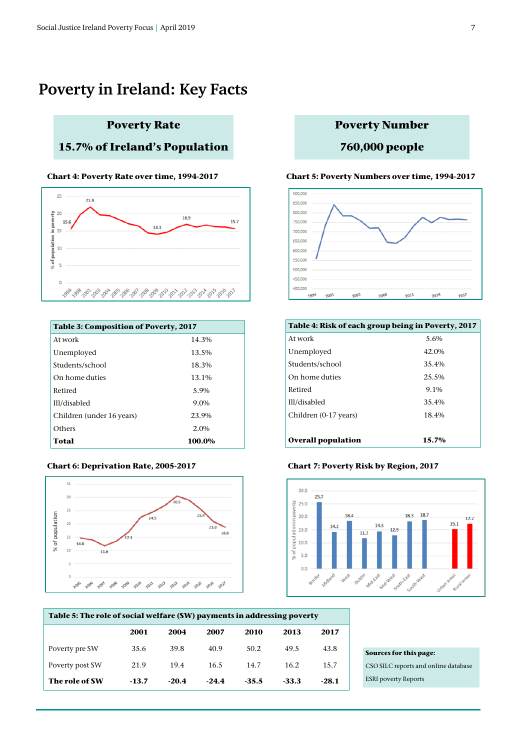# Poverty in Ireland: Key Facts

**Poverty Rate**

**15.7% of Ireland's Population**

**Poverty Number**

**760,000 people**

**Chart 4: Poverty Rate over time, 1994-2017**

**Chart 5: Poverty Numbers over time, 1994-2017**

| Table 3: Composition of Poverty, 2017 | |
|---|---|
| At work | 14.3% |
| Unemployed | 13.5% |
| Students/school | 18.3% |
| On home duties | 13.1% |
| Retired | 5.9% |
| Ill/disabled | 9.0% |
| Children (under 16 years) | 23.9% |
| Others | 2.0% |
| **Total** | **100.0%** |

| Table 4: Risk of each group being in Poverty, 2017 | |
|---|---|
| At work | 5.6% |
| Unemployed | 42.0% |
| Students/school | 35.4% |
| On home duties | 25.5% |
| Retired | 9.1% |
| Ill/disabled | 35.4% |
| Children (0-17 years) | 18.4% |
| **Overall population** | **15.7%** |

**Chart 6: Deprivation Rate, 2005-2017**

**Chart 7: Poverty Risk by Region, 2017**

**Table 5: The role of social welfare (SW) payments in addressing poverty**

| | 2001 | 2004 | 2007 | 2010 | 2013 | 2017 |
|---|---|---|---|---|---|---|
| Poverty pre SW | 35.6 | 39.8 | 40.9 | 50.2 | 49.5 | 43.8 |
| Poverty post SW | 21.9 | 19.4 | 16.5 | 14.7 | 16.2 | 15.7 |
| **The role of SW** | **-13.7** | **-20.4** | **-24.4** | **-35.5** | **-33.3** | **-28.1** |

**Sources for this page:**

CSO SILC reports and online database

ESRI poverty Reports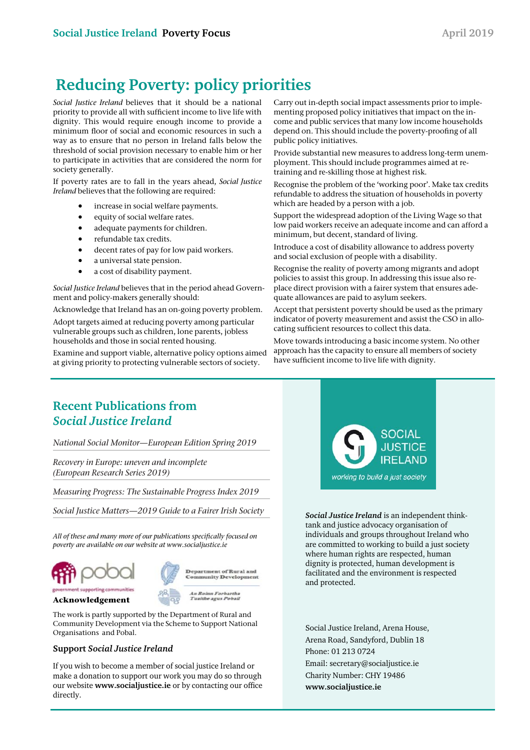# Reducing Poverty: policy priorities

*Social Justice Ireland* believes that it should be a national priority to provide all with sufficient income to live life with dignity. This would require enough income to provide a minimum floor of social and economic resources in such a way as to ensure that no person in Ireland falls below the threshold of social provision necessary to enable him or her to participate in activities that are considered the norm for society generally.

If poverty rates are to fall in the years ahead, *Social Justice Ireland* believes that the following are required:

- increase in social welfare payments.
- equity of social welfare rates.
- adequate payments for children.
- refundable tax credits.
- decent rates of pay for low paid workers.
- a universal state pension.
- a cost of disability payment.

*Social Justice Ireland* believes that in the period ahead Government and policy-makers generally should:

Acknowledge that Ireland has an on-going poverty problem.

Adopt targets aimed at reducing poverty among particular vulnerable groups such as children, lone parents, jobless households and those in social rented housing.

Examine and support viable, alternative policy options aimed at giving priority to protecting vulnerable sectors of society.

Carry out in-depth social impact assessments prior to implementing proposed policy initiatives that impact on the income and public services that many low income households depend on. This should include the poverty-proofing of all public policy initiatives.

Provide substantial new measures to address long-term unemployment. This should include programmes aimed at re-training and re-skilling those at highest risk.

Recognise the problem of the 'working poor'. Make tax credits refundable to address the situation of households in poverty which are headed by a person with a job.

Support the widespread adoption of the Living Wage so that low paid workers receive an adequate income and can afford a minimum, but decent, standard of living.

Introduce a cost of disability allowance to address poverty and social exclusion of people with a disability.

Recognise the reality of poverty among migrants and adopt policies to assist this group. In addressing this issue also replace direct provision with a fairer system that ensures adequate allowances are paid to asylum seekers.

Accept that persistent poverty should be used as the primary indicator of poverty measurement and assist the CSO in allocating sufficient resources to collect this data.

Move towards introducing a basic income system. No other approach has the capacity to ensure all members of society have sufficient income to live life with dignity.

## Recent Publications from *Social Justice Ireland*

*National Social Monitor—European Edition Spring 2019*

*Recovery in Europe: uneven and incomplete (European Research Series 2019)*

*Measuring Progress: The Sustainable Progress Index 2019*

*Social Justice Matters—2019 Guide to a Fairer Irish Society*

*All of these and many more of our publications specifically focused on poverty are available on our website at www.socialjustice.ie*

pobal — government supporting communities

Department of Rural and Community Development — An Roinn Forbartha Tuaithe agus Pobail

### Acknowledgement

The work is partly supported by the Department of Rural and Community Development via the Scheme to Support National Organisations and Pobal.

### Support *Social Justice Ireland*

If you wish to become a member of social justice Ireland or make a donation to support our work you may do so through our website **www.socialjustice.ie** or by contacting our office directly.

SOCIAL JUSTICE IRELAND — *working to build a just society*

***Social Justice Ireland*** is an independent think-tank and justice advocacy organisation of individuals and groups throughout Ireland who are committed to working to build a just society where human rights are respected, human dignity is protected, human development is facilitated and the environment is respected and protected.

Social Justice Ireland, Arena House,
Arena Road, Sandyford, Dublin 18
Phone: 01 213 0724
Email: secretary@socialjustice.ie
Charity Number: CHY 19486
**www.socialjustice.ie**